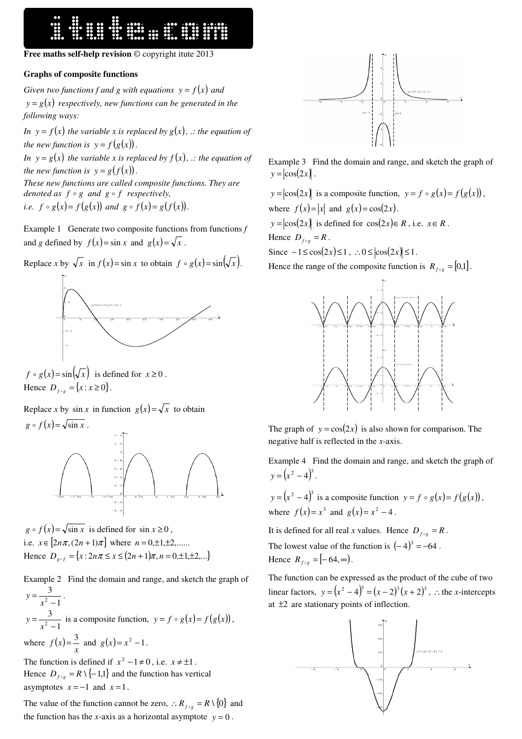**Free maths self-help revision** © copyright itute 2013

## Graphs of composite functions

*Given two functions f and g with equations $y = f(x)$ and $y = g(x)$ respectively, new functions can be generated in the following ways:*

*In $y = f(x)$ the variable x is replaced by $g(x)$, .: the equation of the new function is $y = f(g(x))$.*

*In $y = g(x)$ the variable x is replaced by $f(x)$, .: the equation of the new function is $y = g(f(x))$.*

*These new functions are called composite functions. They are denoted as $f \circ g$ and $g \circ f$ respectively,*

*i.e. $f \circ g(x) = f(g(x))$ and $g \circ f(x) = g(f(x))$.*

Example 1 Generate two composite functions from functions *f* and *g* defined by $f(x) = \sin x$ and $g(x) = \sqrt{x}$.

Replace *x* by $\sqrt{x}$ in $f(x) = \sin x$ to obtain $f \circ g(x) = \sin(\sqrt{x})$.

$f \circ g(x) = \sin(\sqrt{x})$ is defined for $x \ge 0$.

Hence $D_{f \circ g} = \{x : x \ge 0\}$.

Replace *x* by $\sin x$ in function $g(x) = \sqrt{x}$ to obtain $g \circ f(x) = \sqrt{\sin x}$.

$g \circ f(x) = \sqrt{\sin x}$ is defined for $\sin x \ge 0$,

i.e. $x \in [2n\pi, (2n+1)\pi]$ where $n = 0, \pm 1, \pm 2, ......$

Hence $D_{g \circ f} = \{x : 2n\pi \le x \le (2n+1)\pi, n = 0, \pm 1, \pm 2, ...\}$

Example 2 Find the domain and range, and sketch the graph of $y = \dfrac{3}{x^2 - 1}$.

$y = \dfrac{3}{x^2 - 1}$ is a composite function, $y = f \circ g(x) = f(g(x))$,

where $f(x) = \dfrac{3}{x}$ and $g(x) = x^2 - 1$.

The function is defined if $x^2 - 1 \ne 0$, i.e. $x \ne \pm 1$.

Hence $D_{f \circ g} = R \setminus \{-1, 1\}$ and the function has vertical asymptotes $x = -1$ and $x = 1$.

The value of the function cannot be zero, $\therefore R_{f \circ g} = R \setminus \{0\}$ and the function has the *x*-axis as a horizontal asymptote $y = 0$.

Example 3 Find the domain and range, and sketch the graph of $y = |\cos(2x)|$.

$y = |\cos(2x)|$ is a composite function, $y = f \circ g(x) = f(g(x))$,

where $f(x) = |x|$ and $g(x) = \cos(2x)$.

$y = |\cos(2x)|$ is defined for $\cos(2x) \in R$, i.e. $x \in R$.

Hence $D_{f \circ g} = R$.

Since $-1 \le \cos(2x) \le 1$, $\therefore 0 \le |\cos(2x)| \le 1$.

Hence the range of the composite function is $R_{f \circ g} = [0, 1]$.

The graph of $y = \cos(2x)$ is also shown for comparison. The negative half is reflected in the *x*-axis.

Example 4 Find the domain and range, and sketch the graph of $y = (x^2 - 4)^3$.

$y = (x^2 - 4)^3$ is a composite function $y = f \circ g(x) = f(g(x))$,

where $f(x) = x^3$ and $g(x) = x^2 - 4$.

It is defined for all real *x* values. Hence $D_{f \circ g} = R$.

The lowest value of the function is $(-4)^3 = -64$.

Hence $R_{f \circ g} = [-64, \infty)$.

The function can be expressed as the product of the cube of two linear factors, $y = (x^2 - 4)^3 = (x-2)^3 (x+2)^3$, $\therefore$ the *x*-intercepts at $\pm 2$ are stationary points of inflection.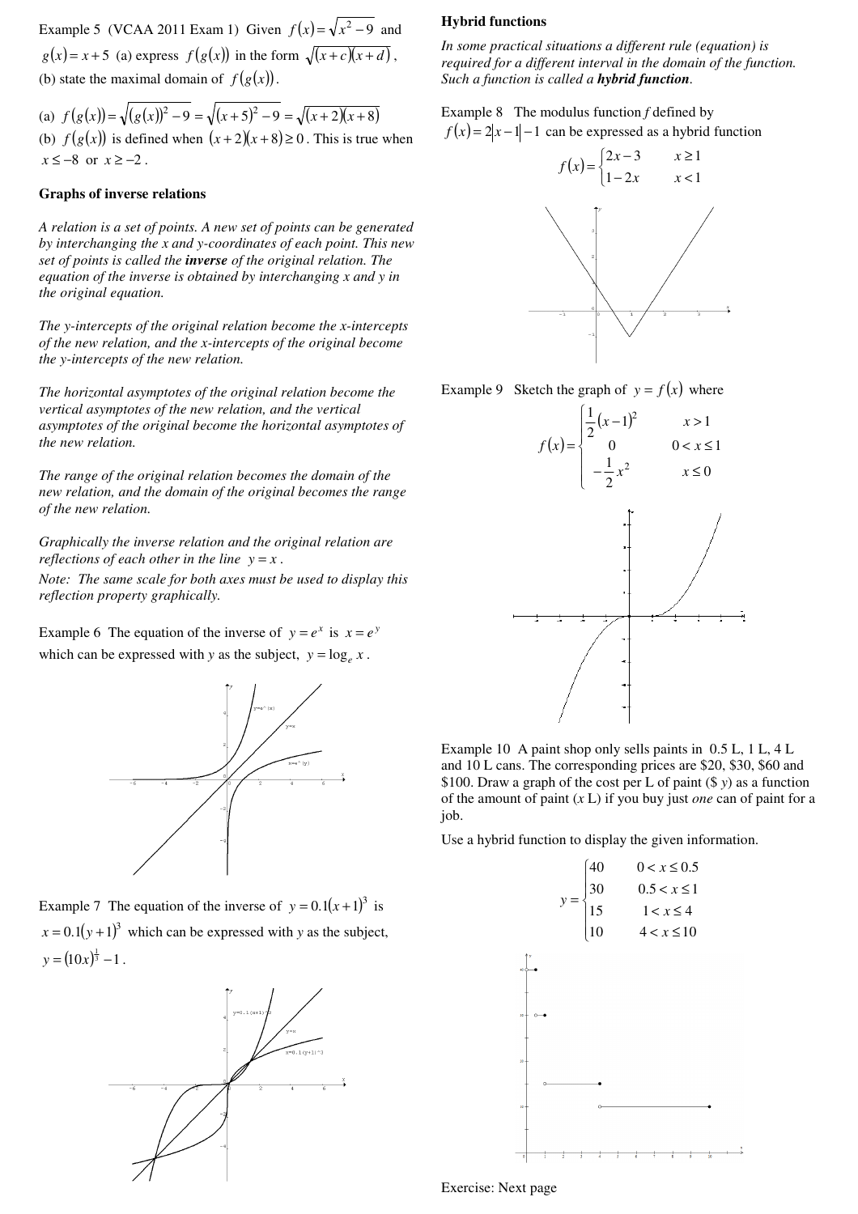Example 5 (VCAA 2011 Exam 1) Given $f(x)=\sqrt{x^2-9}$ and $g(x)=x+5$ (a) express $f(g(x))$ in the form $\sqrt{(x+c)(x+d)}$, (b) state the maximal domain of $f(g(x))$.

(a) $f(g(x))=\sqrt{(g(x))^2-9}=\sqrt{(x+5)^2-9}=\sqrt{(x+2)(x+8)}$
(b) $f(g(x))$ is defined when $(x+2)(x+8)\geq 0$. This is true when $x\leq -8$ or $x\geq -2$.

**Graphs of inverse relations**

*A relation is a set of points. A new set of points can be generated by interchanging the x and y-coordinates of each point. This new set of points is called the **inverse** of the original relation. The equation of the inverse is obtained by interchanging x and y in the original equation.*

*The y-intercepts of the original relation become the x-intercepts of the new relation, and the x-intercepts of the original become the y-intercepts of the new relation.*

*The horizontal asymptotes of the original relation become the vertical asymptotes of the new relation, and the vertical asymptotes of the original become the horizontal asymptotes of the new relation.*

*The range of the original relation becomes the domain of the new relation, and the domain of the original becomes the range of the new relation.*

*Graphically the inverse relation and the original relation are reflections of each other in the line $y = x$.*
*Note: The same scale for both axes must be used to display this reflection property graphically.*

Example 6 The equation of the inverse of $y=e^x$ is $x=e^y$ which can be expressed with *y* as the subject, $y=\log_e x$.

Example 7 The equation of the inverse of $y=0.1(x+1)^3$ is $x=0.1(y+1)^3$ which can be expressed with *y* as the subject, $y=(10x)^{\frac{1}{3}}-1$.

**Hybrid functions**

*In some practical situations a different rule (equation) is required for a different interval in the domain of the function. Such a function is called a **hybrid function**.*

Example 8 The modulus function *f* defined by $f(x)=2|x-1|-1$ can be expressed as a hybrid function

$$f(x)=\begin{cases}2x-3 & x\geq 1\\ 1-2x & x<1\end{cases}$$

Example 9 Sketch the graph of $y=f(x)$ where

$$f(x)=\begin{cases}\frac{1}{2}(x-1)^2 & x>1\\ 0 & 0<x\leq 1\\ -\frac{1}{2}x^2 & x\leq 0\end{cases}$$

Example 10 A paint shop only sells paints in 0.5 L, 1 L, 4 L and 10 L cans. The corresponding prices are \$20, \$30, \$60 and \$100. Draw a graph of the cost per L of paint (\$ *y*) as a function of the amount of paint (*x* L) if you buy just *one* can of paint for a job.

Use a hybrid function to display the given information.

$$y=\begin{cases}40 & 0<x\leq 0.5\\ 30 & 0.5<x\leq 1\\ 15 & 1<x\leq 4\\ 10 & 4<x\leq 10\end{cases}$$

Exercise: Next page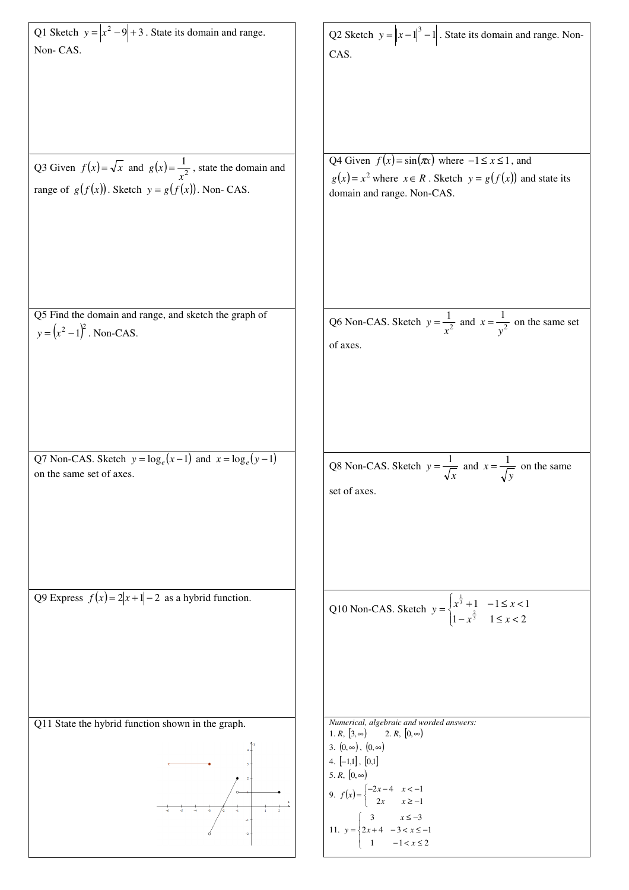Q1 Sketch $y = \left|x^2 - 9\right| + 3$. State its domain and range. Non- CAS.

Q2 Sketch $y = \left|\left|x-1\right|^3 - 1\right|$. State its domain and range. Non-CAS.

Q3 Given $f(x) = \sqrt{x}$ and $g(x) = \dfrac{1}{x^2}$, state the domain and range of $g(f(x))$. Sketch $y = g(f(x))$. Non- CAS.

Q4 Given $f(x) = \sin(\pi x)$ where $-1 \le x \le 1$, and $g(x) = x^2$ where $x \in R$. Sketch $y = g(f(x))$ and state its domain and range. Non-CAS.

Q5 Find the domain and range, and sketch the graph of $y = \left(x^2 - 1\right)^2$. Non-CAS.

Q6 Non-CAS. Sketch $y = \dfrac{1}{x^2}$ and $x = \dfrac{1}{y^2}$ on the same set of axes.

Q7 Non-CAS. Sketch $y = \log_e(x-1)$ and $x = \log_e(y-1)$ on the same set of axes.

Q8 Non-CAS. Sketch $y = \dfrac{1}{\sqrt{x}}$ and $x = \dfrac{1}{\sqrt{y}}$ on the same set of axes.

Q9 Express $f(x) = 2\left|x+1\right| - 2$ as a hybrid function.

Q10 Non-CAS. Sketch $y = \begin{cases} x^{\frac{1}{3}} + 1 & -1 \le x < 1 \\ 1 - x^{\frac{2}{3}} & 1 \le x < 2 \end{cases}$

Q11 State the hybrid function shown in the graph.

*Numerical, algebraic and worded answers:*

1. $R$, $[3, \infty)$ 2. $R$, $[0, \infty)$
3. $(0, \infty)$, $(0, \infty)$
4. $[-1, 1]$, $[0, 1]$
5. $R$, $[0, \infty)$

9. $f(x) = \begin{cases} -2x - 4 & x < -1 \\ 2x & x \ge -1 \end{cases}$

11. $y = \begin{cases} 3 & x \le -3 \\ 2x + 4 & -3 < x \le -1 \\ 1 & -1 < x \le 2 \end{cases}$